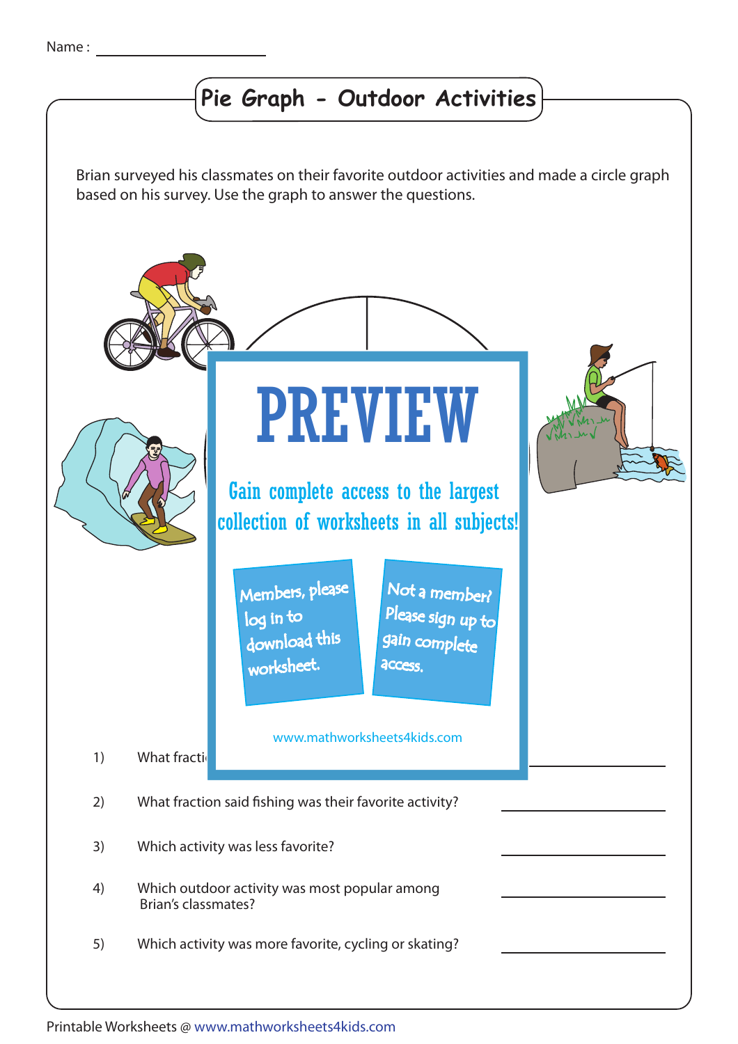Name : ____________________

# Pie Graph - Outdoor Activities

Brian surveyed his classmates on their favorite outdoor activities and made a circle graph based on his survey. Use the graph to answer the questions.

PREVIEW

Gain complete access to the largest collection of worksheets in all subjects!

Members, please log in to download this worksheet.

Not a member? Please sign up to gain complete access.

www.mathworksheets4kids.com

1) What fracti ____________________

2) What fraction said fishing was their favorite activity? ____________________

3) Which activity was less favorite? ____________________

4) Which outdoor activity was most popular among Brian's classmates? ____________________

5) Which activity was more favorite, cycling or skating? ____________________

Printable Worksheets @ www.mathworksheets4kids.com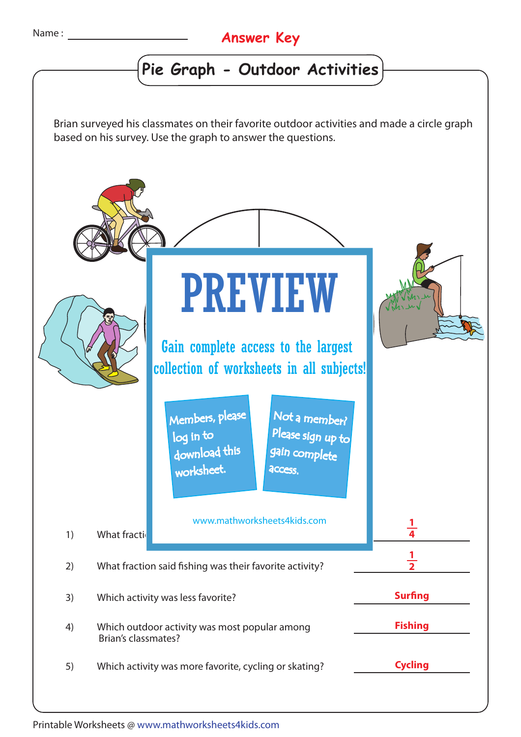Name : ______________________ **Answer Key**

# Pie Graph - Outdoor Activities

Brian surveyed his classmates on their favorite outdoor activities and made a circle graph based on his survey. Use the graph to answer the questions.

PREVIEW

Gain complete access to the largest collection of worksheets in all subjects!

Members, please log in to download this worksheet.

Not a member? Please sign up to gain complete access.

www.mathworksheets4kids.com

1) What fracti &nbsp;&nbsp;&nbsp; $\frac{1}{4}$

2) What fraction said fishing was their favorite activity? &nbsp;&nbsp;&nbsp; $\frac{1}{2}$

3) Which activity was less favorite? &nbsp;&nbsp;&nbsp; **Surfing**

4) Which outdoor activity was most popular among Brian's classmates? &nbsp;&nbsp;&nbsp; **Fishing**

5) Which activity was more favorite, cycling or skating? &nbsp;&nbsp;&nbsp; **Cycling**

Printable Worksheets @ www.mathworksheets4kids.com